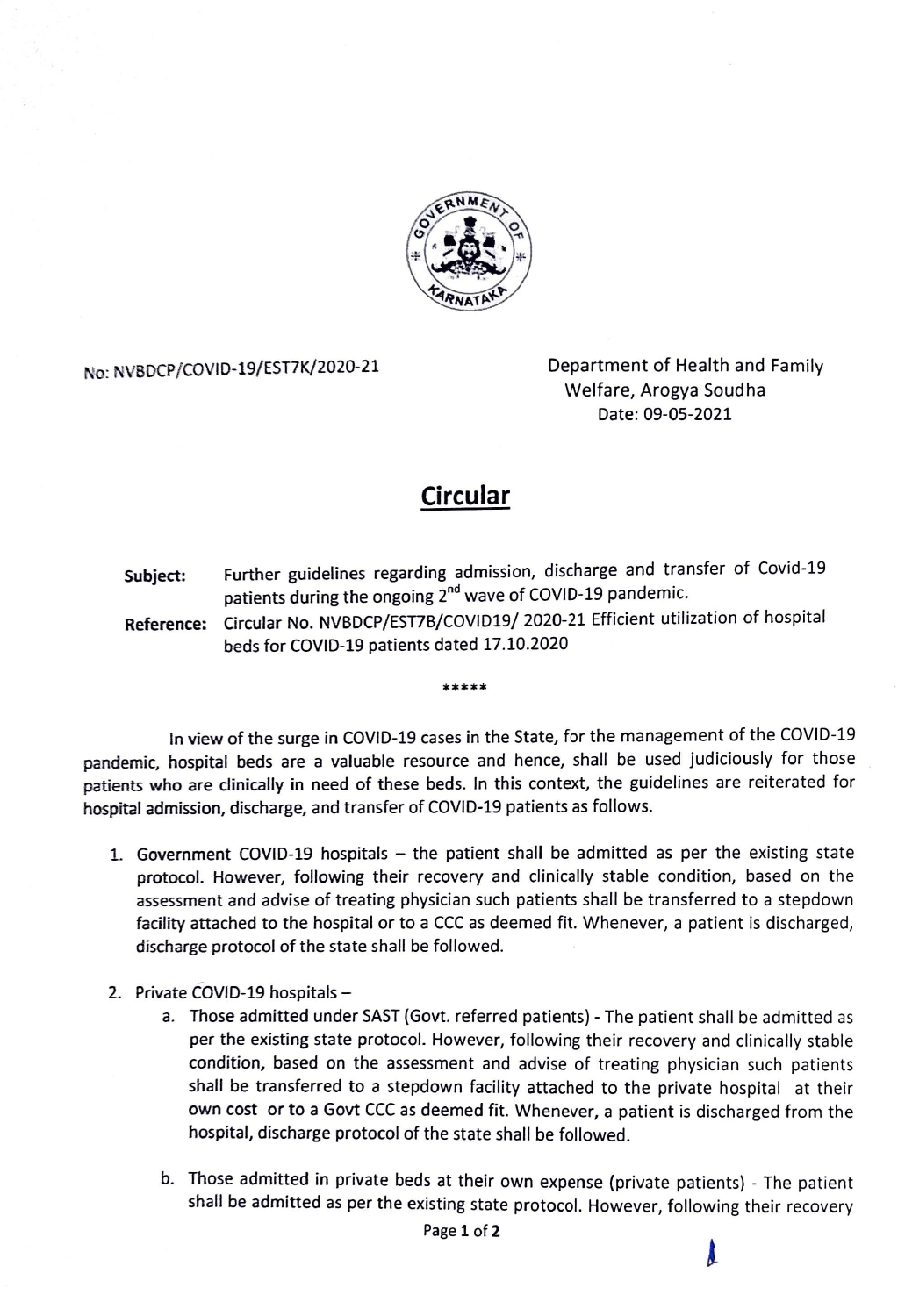No: NVBDCP/COVID-19/EST7K/2020-21

Department of Health and Family Welfare, Arogya Soudha
Date: 09-05-2021

# Circular

**Subject:** Further guidelines regarding admission, discharge and transfer of Covid-19 patients during the ongoing 2nd wave of COVID-19 pandemic.

**Reference:** Circular No. NVBDCP/EST7B/COVID19/ 2020-21 Efficient utilization of hospital beds for COVID-19 patients dated 17.10.2020

*****

In view of the surge in COVID-19 cases in the State, for the management of the COVID-19 pandemic, hospital beds are a valuable resource and hence, shall be used judiciously for those patients who are clinically in need of these beds. In this context, the guidelines are reiterated for hospital admission, discharge, and transfer of COVID-19 patients as follows.

1. Government COVID-19 hospitals – the patient shall be admitted as per the existing state protocol. However, following their recovery and clinically stable condition, based on the assessment and advise of treating physician such patients shall be transferred to a stepdown facility attached to the hospital or to a CCC as deemed fit. Whenever, a patient is discharged, discharge protocol of the state shall be followed.

2. Private COVID-19 hospitals –
   a. Those admitted under SAST (Govt. referred patients) - The patient shall be admitted as per the existing state protocol. However, following their recovery and clinically stable condition, based on the assessment and advise of treating physician such patients shall be transferred to a stepdown facility attached to the private hospital at their own cost or to a Govt CCC as deemed fit. Whenever, a patient is discharged from the hospital, discharge protocol of the state shall be followed.

   b. Those admitted in private beds at their own expense (private patients) - The patient shall be admitted as per the existing state protocol. However, following their recovery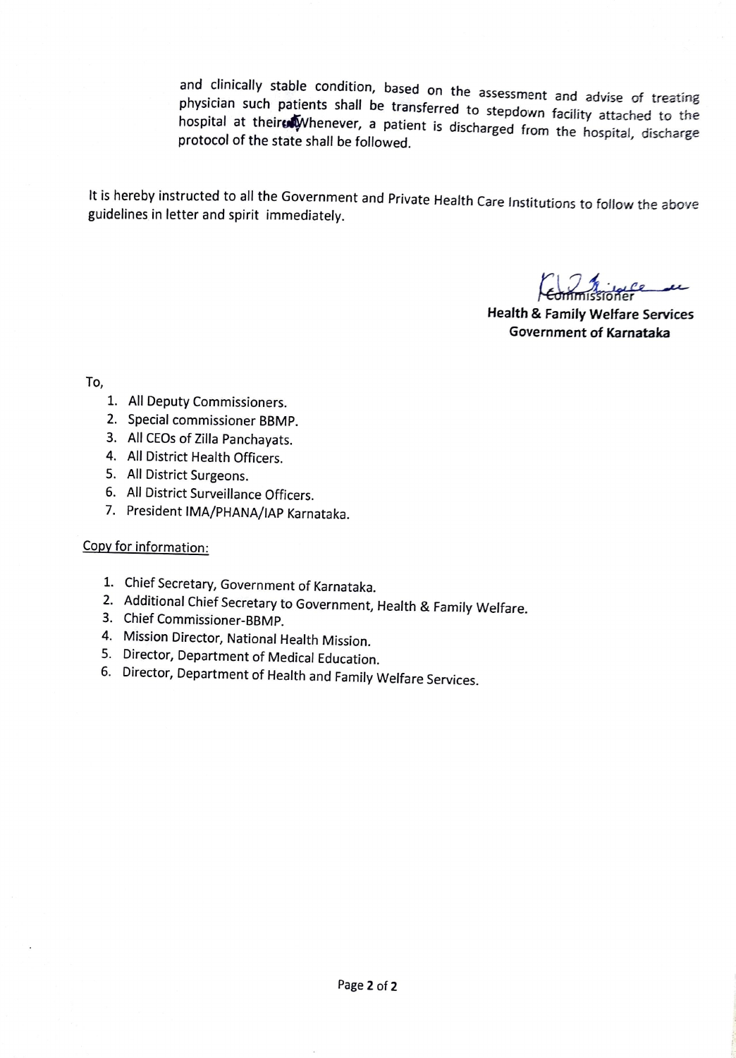and clinically stable condition, based on the assessment and advise of treating physician such patients shall be transferred to stepdown facility attached to the hospital at their cost. Whenever, a patient is discharged from the hospital, discharge protocol of the state shall be followed.

It is hereby instructed to all the Government and Private Health Care Institutions to follow the above guidelines in letter and spirit immediately.

Commissioner
**Health & Family Welfare Services**
**Government of Karnataka**

To,

1. All Deputy Commissioners.
2. Special commissioner BBMP.
3. All CEOs of Zilla Panchayats.
4. All District Health Officers.
5. All District Surgeons.
6. All District Surveillance Officers.
7. President IMA/PHANA/IAP Karnataka.

Copy for information:

1. Chief Secretary, Government of Karnataka.
2. Additional Chief Secretary to Government, Health & Family Welfare.
3. Chief Commissioner-BBMP.
4. Mission Director, National Health Mission.
5. Director, Department of Medical Education.
6. Director, Department of Health and Family Welfare Services.